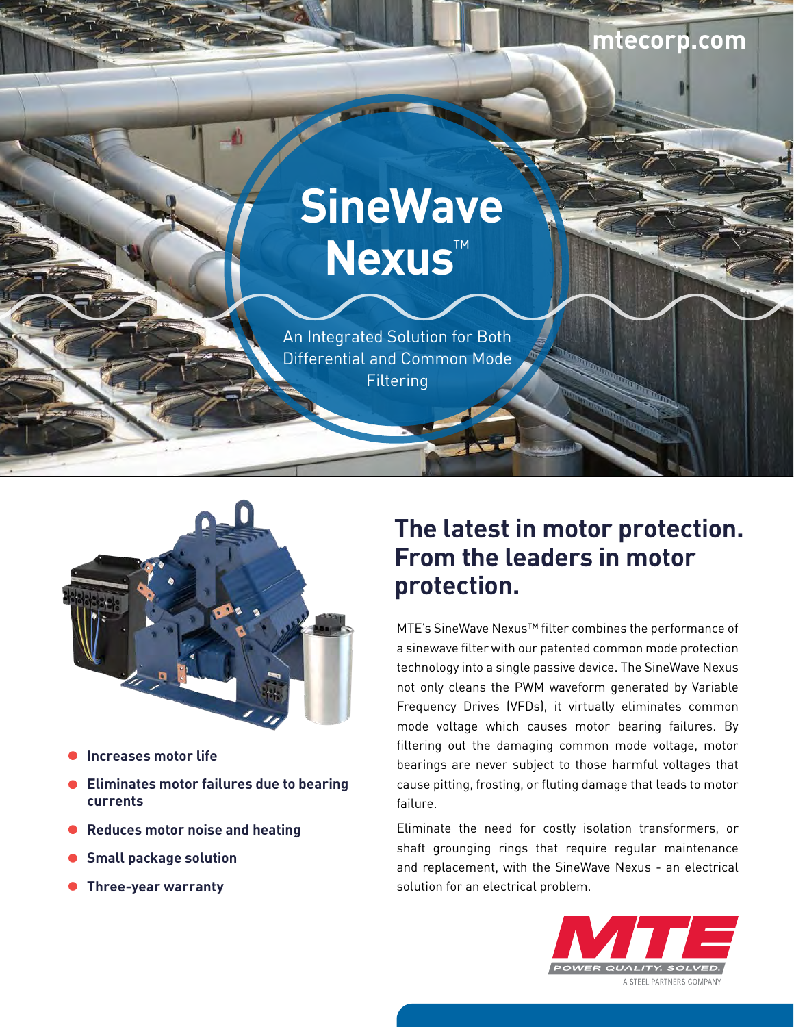mtecorp.com

# SineWave Nexus™

An Integrated Solution for Both Differential and Common Mode Filtering

- **Increases motor life**
- **Eliminates motor failures due to bearing currents**
- **Reduces motor noise and heating**
- **Small package solution**
- **Three-year warranty**

## The latest in motor protection. From the leaders in motor protection.

MTE's SineWave Nexus™ filter combines the performance of a sinewave filter with our patented common mode protection technology into a single passive device. The SineWave Nexus not only cleans the PWM waveform generated by Variable Frequency Drives (VFDs), it virtually eliminates common mode voltage which causes motor bearing failures. By filtering out the damaging common mode voltage, motor bearings are never subject to those harmful voltages that cause pitting, frosting, or fluting damage that leads to motor failure.

Eliminate the need for costly isolation transformers, or shaft grounging rings that require regular maintenance and replacement, with the SineWave Nexus - an electrical solution for an electrical problem.

MTE
POWER QUALITY. SOLVED.
A STEEL PARTNERS COMPANY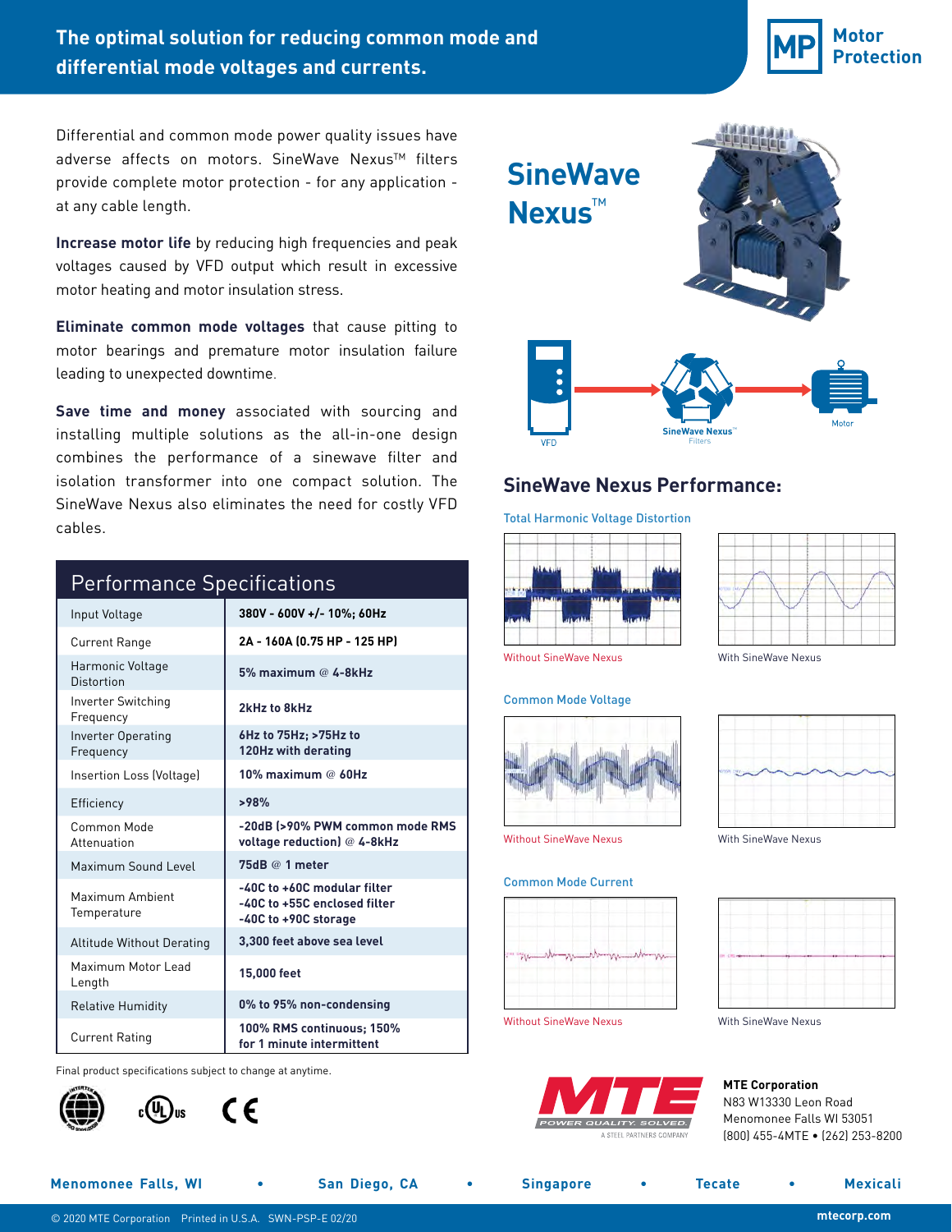# The optimal solution for reducing common mode and differential mode voltages and currents.

MP Motor Protection

Differential and common mode power quality issues have adverse affects on motors. SineWave Nexus™ filters provide complete motor protection - for any application - at any cable length.

**Increase motor life** by reducing high frequencies and peak voltages caused by VFD output which result in excessive motor heating and motor insulation stress.

**Eliminate common mode voltages** that cause pitting to motor bearings and premature motor insulation failure leading to unexpected downtime.

**Save time and money** associated with sourcing and installing multiple solutions as the all-in-one design combines the performance of a sinewave filter and isolation transformer into one compact solution. The SineWave Nexus also eliminates the need for costly VFD cables.

## Performance Specifications

| | |
|---|---|
| Input Voltage | **380V - 600V +/- 10%; 60Hz** |
| Current Range | **2A - 160A (0.75 HP - 125 HP)** |
| Harmonic Voltage Distortion | **5% maximum @ 4-8kHz** |
| Inverter Switching Frequency | **2kHz to 8kHz** |
| Inverter Operating Frequency | **6Hz to 75Hz; >75Hz to 120Hz with derating** |
| Insertion Loss (Voltage) | **10% maximum @ 60Hz** |
| Efficiency | **>98%** |
| Common Mode Attenuation | **-20dB (>90% PWM common mode RMS voltage reduction) @ 4-8kHz** |
| Maximum Sound Level | **75dB @ 1 meter** |
| Maximum Ambient Temperature | **-40C to +60C modular filter<br>-40C to +55C enclosed filter<br>-40C to +90C storage** |
| Altitude Without Derating | **3,300 feet above sea level** |
| Maximum Motor Lead Length | **15,000 feet** |
| Relative Humidity | **0% to 95% non-condensing** |
| Current Rating | **100% RMS continuous; 150% for 1 minute intermittent** |

Final product specifications subject to change at anytime.

# SineWave Nexus™

VFD
SineWave Nexus™ Filters
Motor

## SineWave Nexus Performance:

Total Harmonic Voltage Distortion

Without SineWave Nexus

With SineWave Nexus

Common Mode Voltage

Without SineWave Nexus

With SineWave Nexus

Common Mode Current

Without SineWave Nexus

With SineWave Nexus

MTE POWER QUALITY. SOLVED. A STEEL PARTNERS COMPANY

**MTE Corporation**
N83 W13330 Leon Road
Menomonee Falls WI 53051
(800) 455-4MTE • (262) 253-8200

**Menomonee Falls, WI** • **San Diego, CA** • **Singapore** • **Tecate** • **Mexicali**

© 2020 MTE Corporation Printed in U.S.A. SWN-PSP-E 02/20 **mtecorp.com**